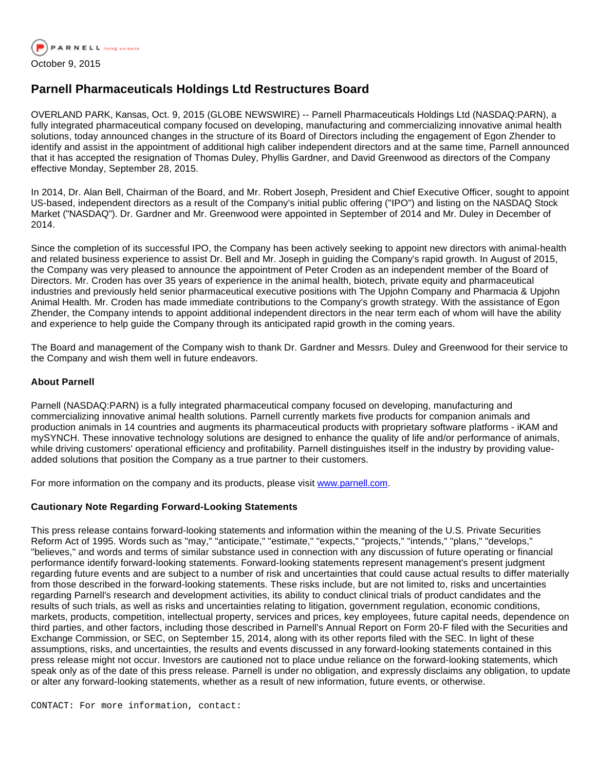PARNELL living science

October 9, 2015

# Parnell Pharmaceuticals Holdings Ltd Restructures Board

OVERLAND PARK, Kansas, Oct. 9, 2015 (GLOBE NEWSWIRE) -- Parnell Pharmaceuticals Holdings Ltd (NASDAQ:PARN), a fully integrated pharmaceutical company focused on developing, manufacturing and commercializing innovative animal health solutions, today announced changes in the structure of its Board of Directors including the engagement of Egon Zhender to identify and assist in the appointment of additional high caliber independent directors and at the same time, Parnell announced that it has accepted the resignation of Thomas Duley, Phyllis Gardner, and David Greenwood as directors of the Company effective Monday, September 28, 2015.

In 2014, Dr. Alan Bell, Chairman of the Board, and Mr. Robert Joseph, President and Chief Executive Officer, sought to appoint US-based, independent directors as a result of the Company's initial public offering ("IPO") and listing on the NASDAQ Stock Market ("NASDAQ"). Dr. Gardner and Mr. Greenwood were appointed in September of 2014 and Mr. Duley in December of 2014.

Since the completion of its successful IPO, the Company has been actively seeking to appoint new directors with animal-health and related business experience to assist Dr. Bell and Mr. Joseph in guiding the Company's rapid growth. In August of 2015, the Company was very pleased to announce the appointment of Peter Croden as an independent member of the Board of Directors. Mr. Croden has over 35 years of experience in the animal health, biotech, private equity and pharmaceutical industries and previously held senior pharmaceutical executive positions with The Upjohn Company and Pharmacia & Upjohn Animal Health. Mr. Croden has made immediate contributions to the Company's growth strategy. With the assistance of Egon Zhender, the Company intends to appoint additional independent directors in the near term each of whom will have the ability and experience to help guide the Company through its anticipated rapid growth in the coming years.

The Board and management of the Company wish to thank Dr. Gardner and Messrs. Duley and Greenwood for their service to the Company and wish them well in future endeavors.

**About Parnell**

Parnell (NASDAQ:PARN) is a fully integrated pharmaceutical company focused on developing, manufacturing and commercializing innovative animal health solutions. Parnell currently markets five products for companion animals and production animals in 14 countries and augments its pharmaceutical products with proprietary software platforms - iKAM and mySYNCH. These innovative technology solutions are designed to enhance the quality of life and/or performance of animals, while driving customers' operational efficiency and profitability. Parnell distinguishes itself in the industry by providing value-added solutions that position the Company as a true partner to their customers.

For more information on the company and its products, please visit www.parnell.com.

**Cautionary Note Regarding Forward-Looking Statements**

This press release contains forward-looking statements and information within the meaning of the U.S. Private Securities Reform Act of 1995. Words such as "may," "anticipate," "estimate," "expects," "projects," "intends," "plans," "develops," "believes," and words and terms of similar substance used in connection with any discussion of future operating or financial performance identify forward-looking statements. Forward-looking statements represent management's present judgment regarding future events and are subject to a number of risk and uncertainties that could cause actual results to differ materially from those described in the forward-looking statements. These risks include, but are not limited to, risks and uncertainties regarding Parnell's research and development activities, its ability to conduct clinical trials of product candidates and the results of such trials, as well as risks and uncertainties relating to litigation, government regulation, economic conditions, markets, products, competition, intellectual property, services and prices, key employees, future capital needs, dependence on third parties, and other factors, including those described in Parnell's Annual Report on Form 20-F filed with the Securities and Exchange Commission, or SEC, on September 15, 2014, along with its other reports filed with the SEC. In light of these assumptions, risks, and uncertainties, the results and events discussed in any forward-looking statements contained in this press release might not occur. Investors are cautioned not to place undue reliance on the forward-looking statements, which speak only as of the date of this press release. Parnell is under no obligation, and expressly disclaims any obligation, to update or alter any forward-looking statements, whether as a result of new information, future events, or otherwise.

CONTACT: For more information, contact: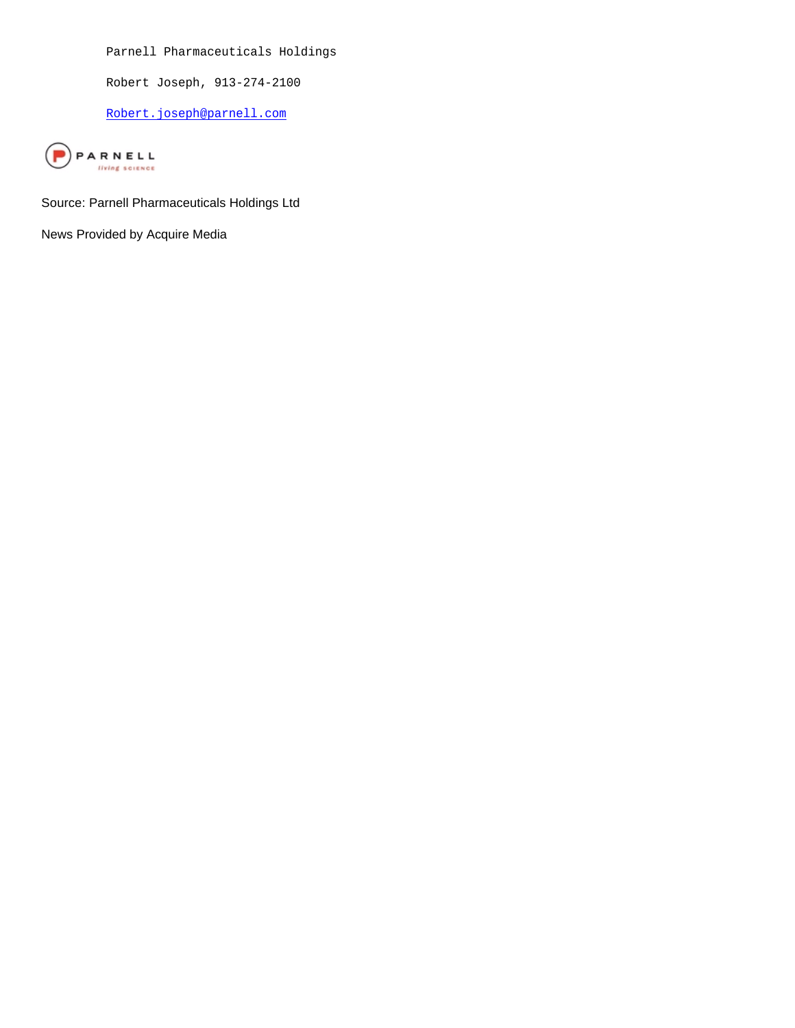Parnell Pharmaceuticals Holdings

Robert Joseph, 913-274-2100

Robert.joseph@parnell.com

Source: Parnell Pharmaceuticals Holdings Ltd

News Provided by Acquire Media